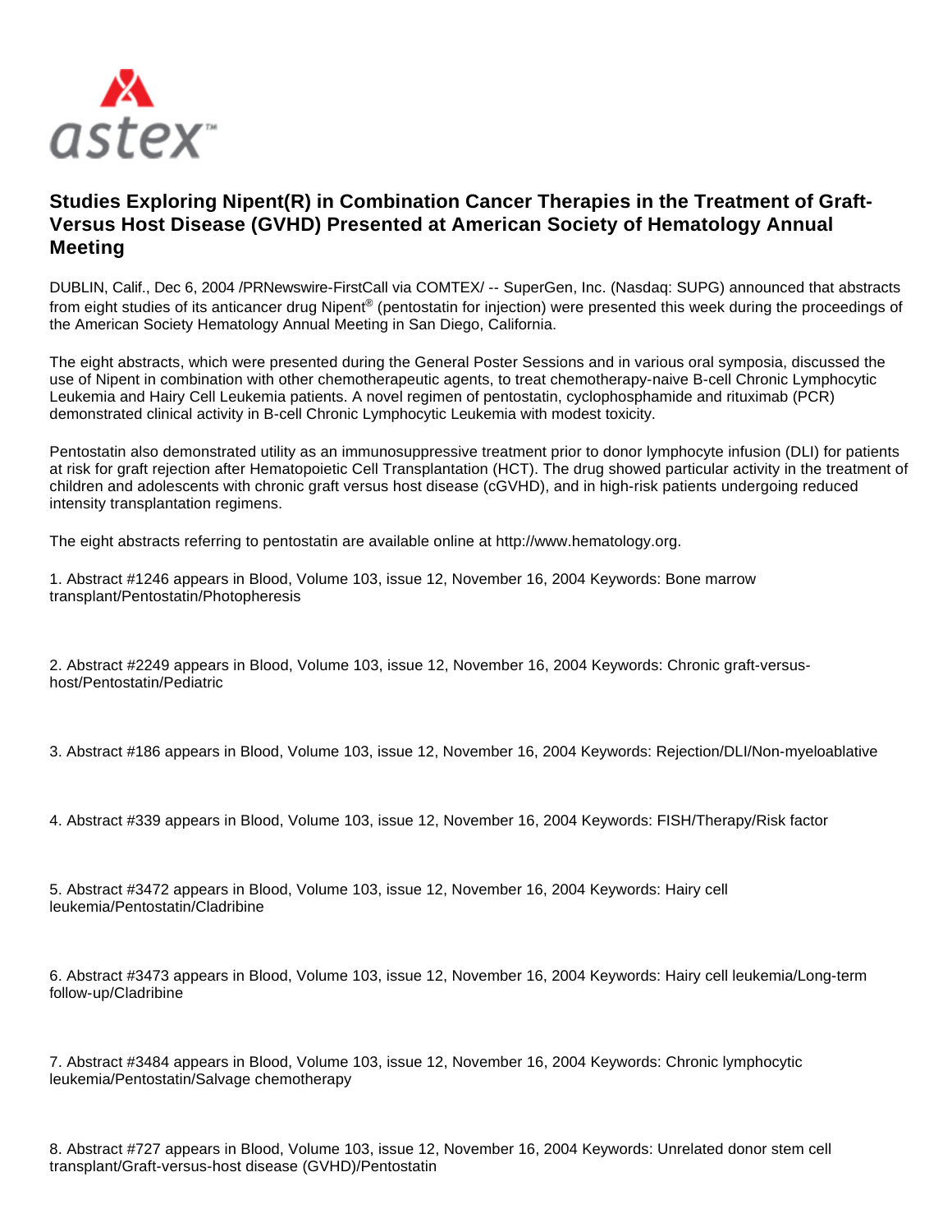# Studies Exploring Nipent(R) in Combination Cancer Therapies in the Treatment of Graft-Versus Host Disease (GVHD) Presented at American Society of Hematology Annual Meeting

DUBLIN, Calif., Dec 6, 2004 /PRNewswire-FirstCall via COMTEX/ -- SuperGen, Inc. (Nasdaq: SUPG) announced that abstracts from eight studies of its anticancer drug Nipent® (pentostatin for injection) were presented this week during the proceedings of the American Society Hematology Annual Meeting in San Diego, California.

The eight abstracts, which were presented during the General Poster Sessions and in various oral symposia, discussed the use of Nipent in combination with other chemotherapeutic agents, to treat chemotherapy-naive B-cell Chronic Lymphocytic Leukemia and Hairy Cell Leukemia patients. A novel regimen of pentostatin, cyclophosphamide and rituximab (PCR) demonstrated clinical activity in B-cell Chronic Lymphocytic Leukemia with modest toxicity.

Pentostatin also demonstrated utility as an immunosuppressive treatment prior to donor lymphocyte infusion (DLI) for patients at risk for graft rejection after Hematopoietic Cell Transplantation (HCT). The drug showed particular activity in the treatment of children and adolescents with chronic graft versus host disease (cGVHD), and in high-risk patients undergoing reduced intensity transplantation regimens.

The eight abstracts referring to pentostatin are available online at http://www.hematology.org.

1. Abstract #1246 appears in Blood, Volume 103, issue 12, November 16, 2004 Keywords: Bone marrow transplant/Pentostatin/Photopheresis

2. Abstract #2249 appears in Blood, Volume 103, issue 12, November 16, 2004 Keywords: Chronic graft-versus-host/Pentostatin/Pediatric

3. Abstract #186 appears in Blood, Volume 103, issue 12, November 16, 2004 Keywords: Rejection/DLI/Non-myeloablative

4. Abstract #339 appears in Blood, Volume 103, issue 12, November 16, 2004 Keywords: FISH/Therapy/Risk factor

5. Abstract #3472 appears in Blood, Volume 103, issue 12, November 16, 2004 Keywords: Hairy cell leukemia/Pentostatin/Cladribine

6. Abstract #3473 appears in Blood, Volume 103, issue 12, November 16, 2004 Keywords: Hairy cell leukemia/Long-term follow-up/Cladribine

7. Abstract #3484 appears in Blood, Volume 103, issue 12, November 16, 2004 Keywords: Chronic lymphocytic leukemia/Pentostatin/Salvage chemotherapy

8. Abstract #727 appears in Blood, Volume 103, issue 12, November 16, 2004 Keywords: Unrelated donor stem cell transplant/Graft-versus-host disease (GVHD)/Pentostatin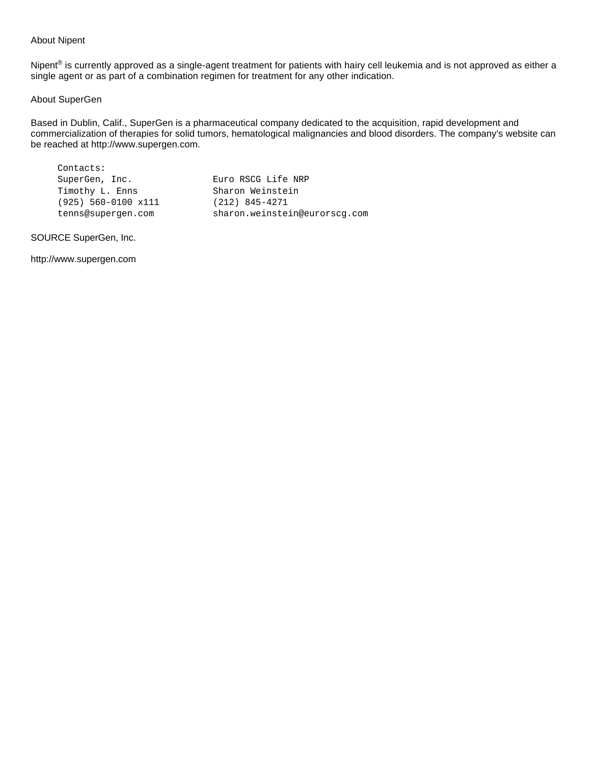About Nipent

Nipent® is currently approved as a single-agent treatment for patients with hairy cell leukemia and is not approved as either a single agent or as part of a combination regimen for treatment for any other indication.

About SuperGen

Based in Dublin, Calif., SuperGen is a pharmaceutical company dedicated to the acquisition, rapid development and commercialization of therapies for solid tumors, hematological malignancies and blood disorders. The company's website can be reached at http://www.supergen.com.

```
Contacts:
SuperGen, Inc.              Euro RSCG Life NRP
Timothy L. Enns             Sharon Weinstein
(925) 560-0100 x111         (212) 845-4271
tenns@supergen.com          sharon.weinstein@eurorscg.com
```

SOURCE SuperGen, Inc.

http://www.supergen.com